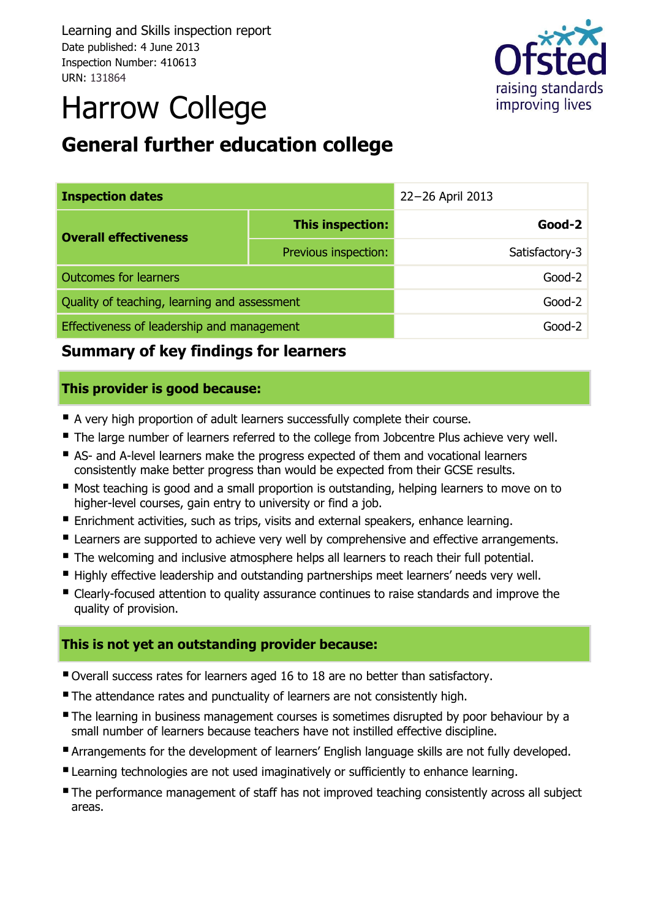Learning and Skills inspection report
Date published: 4 June 2013
Inspection Number: 410613
URN: 131864

# Harrow College

## General further education college

| Inspection dates | | 22–26 April 2013 |
|---|---|---|
| **Overall effectiveness** | **This inspection:** | **Good-2** |
| | Previous inspection: | Satisfactory-3 |
| Outcomes for learners | | Good-2 |
| Quality of teaching, learning and assessment | | Good-2 |
| Effectiveness of leadership and management | | Good-2 |

## Summary of key findings for learners

### This provider is good because:

- A very high proportion of adult learners successfully complete their course.
- The large number of learners referred to the college from Jobcentre Plus achieve very well.
- AS- and A-level learners make the progress expected of them and vocational learners consistently make better progress than would be expected from their GCSE results.
- Most teaching is good and a small proportion is outstanding, helping learners to move on to higher-level courses, gain entry to university or find a job.
- Enrichment activities, such as trips, visits and external speakers, enhance learning.
- Learners are supported to achieve very well by comprehensive and effective arrangements.
- The welcoming and inclusive atmosphere helps all learners to reach their full potential.
- Highly effective leadership and outstanding partnerships meet learners' needs very well.
- Clearly-focused attention to quality assurance continues to raise standards and improve the quality of provision.

### This is not yet an outstanding provider because:

- Overall success rates for learners aged 16 to 18 are no better than satisfactory.
- The attendance rates and punctuality of learners are not consistently high.
- The learning in business management courses is sometimes disrupted by poor behaviour by a small number of learners because teachers have not instilled effective discipline.
- Arrangements for the development of learners' English language skills are not fully developed.
- Learning technologies are not used imaginatively or sufficiently to enhance learning.
- The performance management of staff has not improved teaching consistently across all subject areas.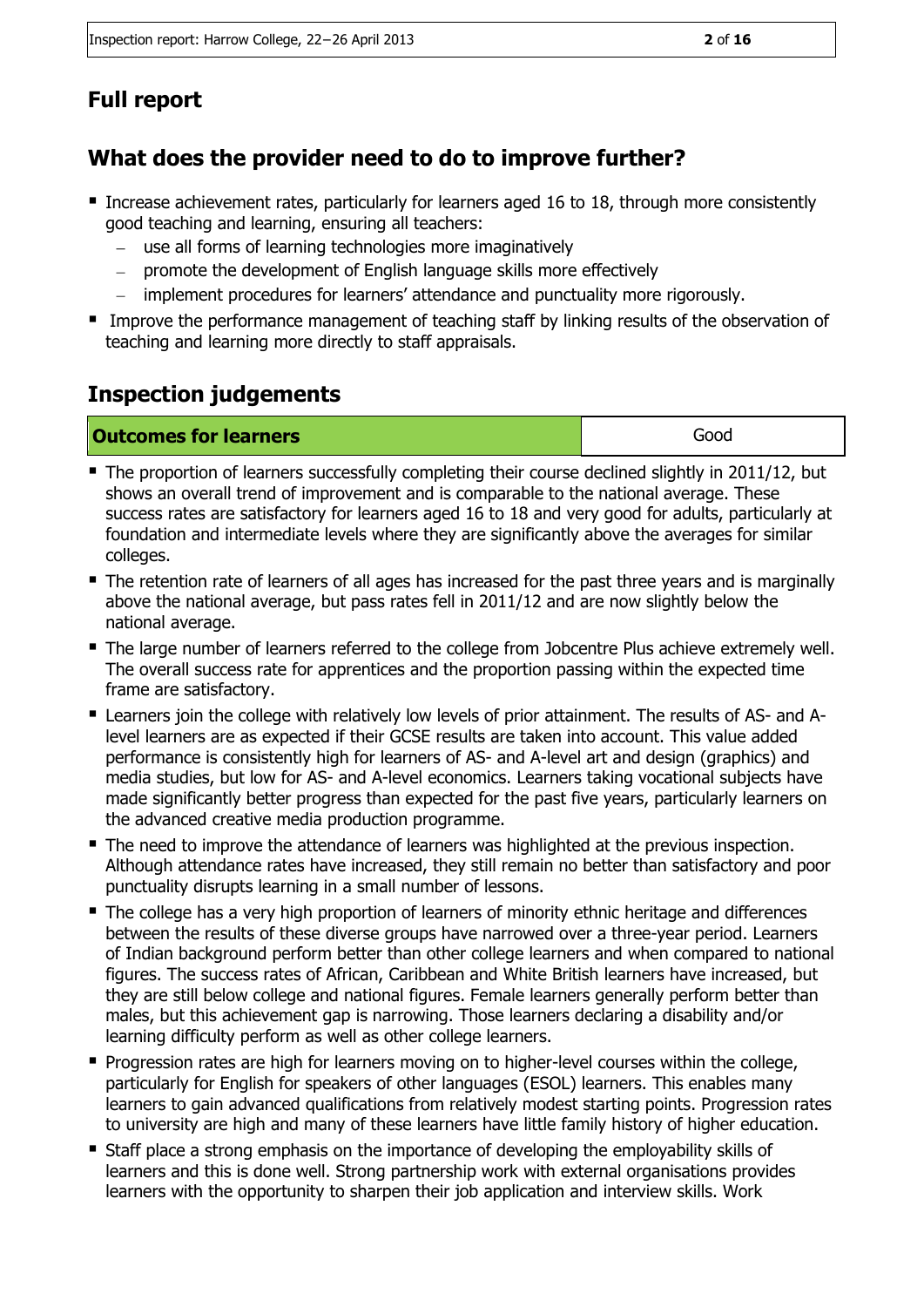## Full report

## What does the provider need to do to improve further?

- Increase achievement rates, particularly for learners aged 16 to 18, through more consistently good teaching and learning, ensuring all teachers:
  - use all forms of learning technologies more imaginatively
  - promote the development of English language skills more effectively
  - implement procedures for learners' attendance and punctuality more rigorously.
- Improve the performance management of teaching staff by linking results of the observation of teaching and learning more directly to staff appraisals.

## Inspection judgements

| Outcomes for learners | Good |
|---|---|

- The proportion of learners successfully completing their course declined slightly in 2011/12, but shows an overall trend of improvement and is comparable to the national average. These success rates are satisfactory for learners aged 16 to 18 and very good for adults, particularly at foundation and intermediate levels where they are significantly above the averages for similar colleges.
- The retention rate of learners of all ages has increased for the past three years and is marginally above the national average, but pass rates fell in 2011/12 and are now slightly below the national average.
- The large number of learners referred to the college from Jobcentre Plus achieve extremely well. The overall success rate for apprentices and the proportion passing within the expected time frame are satisfactory.
- Learners join the college with relatively low levels of prior attainment. The results of AS- and A-level learners are as expected if their GCSE results are taken into account. This value added performance is consistently high for learners of AS- and A-level art and design (graphics) and media studies, but low for AS- and A-level economics. Learners taking vocational subjects have made significantly better progress than expected for the past five years, particularly learners on the advanced creative media production programme.
- The need to improve the attendance of learners was highlighted at the previous inspection. Although attendance rates have increased, they still remain no better than satisfactory and poor punctuality disrupts learning in a small number of lessons.
- The college has a very high proportion of learners of minority ethnic heritage and differences between the results of these diverse groups have narrowed over a three-year period. Learners of Indian background perform better than other college learners and when compared to national figures. The success rates of African, Caribbean and White British learners have increased, but they are still below college and national figures. Female learners generally perform better than males, but this achievement gap is narrowing. Those learners declaring a disability and/or learning difficulty perform as well as other college learners.
- Progression rates are high for learners moving on to higher-level courses within the college, particularly for English for speakers of other languages (ESOL) learners. This enables many learners to gain advanced qualifications from relatively modest starting points. Progression rates to university are high and many of these learners have little family history of higher education.
- Staff place a strong emphasis on the importance of developing the employability skills of learners and this is done well. Strong partnership work with external organisations provides learners with the opportunity to sharpen their job application and interview skills. Work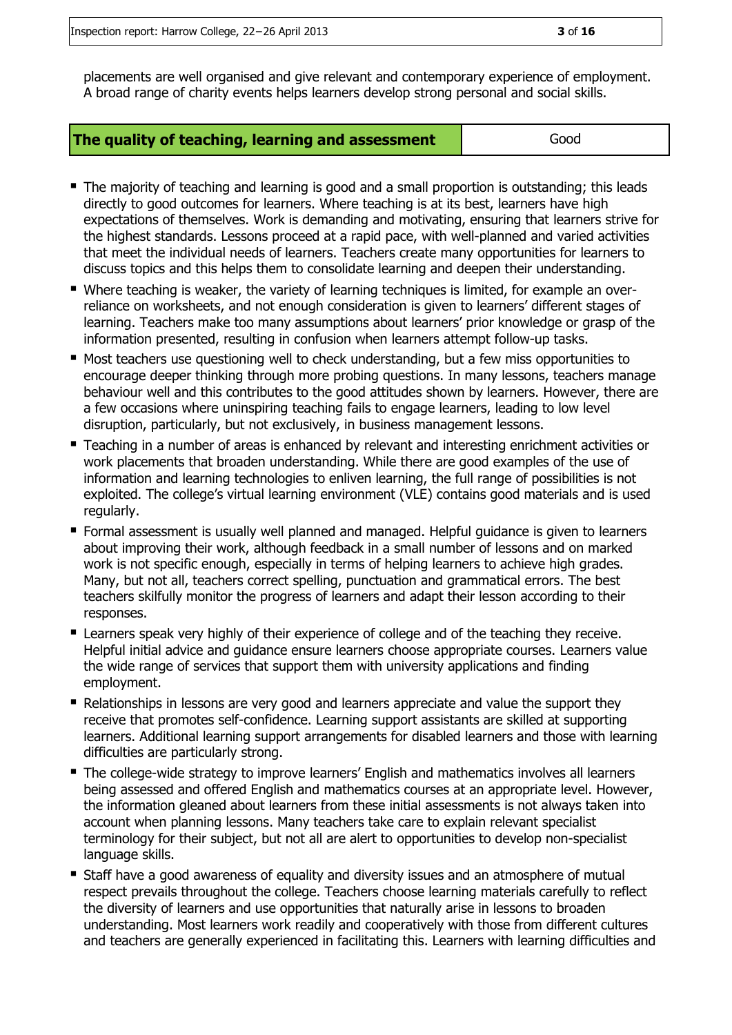placements are well organised and give relevant and contemporary experience of employment. A broad range of charity events helps learners develop strong personal and social skills.

| **The quality of teaching, learning and assessment** | Good |
|---|---|

- The majority of teaching and learning is good and a small proportion is outstanding; this leads directly to good outcomes for learners. Where teaching is at its best, learners have high expectations of themselves. Work is demanding and motivating, ensuring that learners strive for the highest standards. Lessons proceed at a rapid pace, with well-planned and varied activities that meet the individual needs of learners. Teachers create many opportunities for learners to discuss topics and this helps them to consolidate learning and deepen their understanding.
- Where teaching is weaker, the variety of learning techniques is limited, for example an over-reliance on worksheets, and not enough consideration is given to learners' different stages of learning. Teachers make too many assumptions about learners' prior knowledge or grasp of the information presented, resulting in confusion when learners attempt follow-up tasks.
- Most teachers use questioning well to check understanding, but a few miss opportunities to encourage deeper thinking through more probing questions. In many lessons, teachers manage behaviour well and this contributes to the good attitudes shown by learners. However, there are a few occasions where uninspiring teaching fails to engage learners, leading to low level disruption, particularly, but not exclusively, in business management lessons.
- Teaching in a number of areas is enhanced by relevant and interesting enrichment activities or work placements that broaden understanding. While there are good examples of the use of information and learning technologies to enliven learning, the full range of possibilities is not exploited. The college's virtual learning environment (VLE) contains good materials and is used regularly.
- Formal assessment is usually well planned and managed. Helpful guidance is given to learners about improving their work, although feedback in a small number of lessons and on marked work is not specific enough, especially in terms of helping learners to achieve high grades. Many, but not all, teachers correct spelling, punctuation and grammatical errors. The best teachers skilfully monitor the progress of learners and adapt their lesson according to their responses.
- Learners speak very highly of their experience of college and of the teaching they receive. Helpful initial advice and guidance ensure learners choose appropriate courses. Learners value the wide range of services that support them with university applications and finding employment.
- Relationships in lessons are very good and learners appreciate and value the support they receive that promotes self-confidence. Learning support assistants are skilled at supporting learners. Additional learning support arrangements for disabled learners and those with learning difficulties are particularly strong.
- The college-wide strategy to improve learners' English and mathematics involves all learners being assessed and offered English and mathematics courses at an appropriate level. However, the information gleaned about learners from these initial assessments is not always taken into account when planning lessons. Many teachers take care to explain relevant specialist terminology for their subject, but not all are alert to opportunities to develop non-specialist language skills.
- Staff have a good awareness of equality and diversity issues and an atmosphere of mutual respect prevails throughout the college. Teachers choose learning materials carefully to reflect the diversity of learners and use opportunities that naturally arise in lessons to broaden understanding. Most learners work readily and cooperatively with those from different cultures and teachers are generally experienced in facilitating this. Learners with learning difficulties and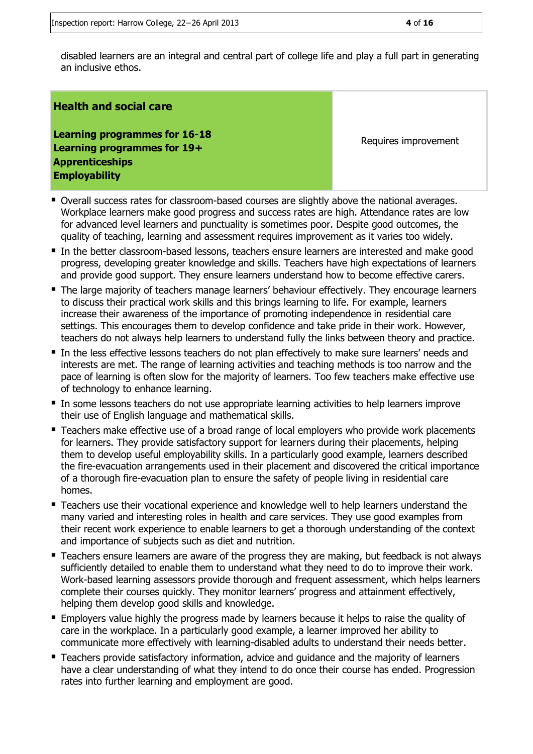disabled learners are an integral and central part of college life and play a full part in generating an inclusive ethos.

| **Health and social care**<br><br>**Learning programmes for 16-18**<br>**Learning programmes for 19+**<br>**Apprenticeships**<br>**Employability** | Requires improvement |
| --- | --- |

- Overall success rates for classroom-based courses are slightly above the national averages. Workplace learners make good progress and success rates are high. Attendance rates are low for advanced level learners and punctuality is sometimes poor. Despite good outcomes, the quality of teaching, learning and assessment requires improvement as it varies too widely.
- In the better classroom-based lessons, teachers ensure learners are interested and make good progress, developing greater knowledge and skills. Teachers have high expectations of learners and provide good support. They ensure learners understand how to become effective carers.
- The large majority of teachers manage learners' behaviour effectively. They encourage learners to discuss their practical work skills and this brings learning to life. For example, learners increase their awareness of the importance of promoting independence in residential care settings. This encourages them to develop confidence and take pride in their work. However, teachers do not always help learners to understand fully the links between theory and practice.
- In the less effective lessons teachers do not plan effectively to make sure learners' needs and interests are met. The range of learning activities and teaching methods is too narrow and the pace of learning is often slow for the majority of learners. Too few teachers make effective use of technology to enhance learning.
- In some lessons teachers do not use appropriate learning activities to help learners improve their use of English language and mathematical skills.
- Teachers make effective use of a broad range of local employers who provide work placements for learners. They provide satisfactory support for learners during their placements, helping them to develop useful employability skills. In a particularly good example, learners described the fire-evacuation arrangements used in their placement and discovered the critical importance of a thorough fire-evacuation plan to ensure the safety of people living in residential care homes.
- Teachers use their vocational experience and knowledge well to help learners understand the many varied and interesting roles in health and care services. They use good examples from their recent work experience to enable learners to get a thorough understanding of the context and importance of subjects such as diet and nutrition.
- Teachers ensure learners are aware of the progress they are making, but feedback is not always sufficiently detailed to enable them to understand what they need to do to improve their work. Work-based learning assessors provide thorough and frequent assessment, which helps learners complete their courses quickly. They monitor learners' progress and attainment effectively, helping them develop good skills and knowledge.
- Employers value highly the progress made by learners because it helps to raise the quality of care in the workplace. In a particularly good example, a learner improved her ability to communicate more effectively with learning-disabled adults to understand their needs better.
- Teachers provide satisfactory information, advice and guidance and the majority of learners have a clear understanding of what they intend to do once their course has ended. Progression rates into further learning and employment are good.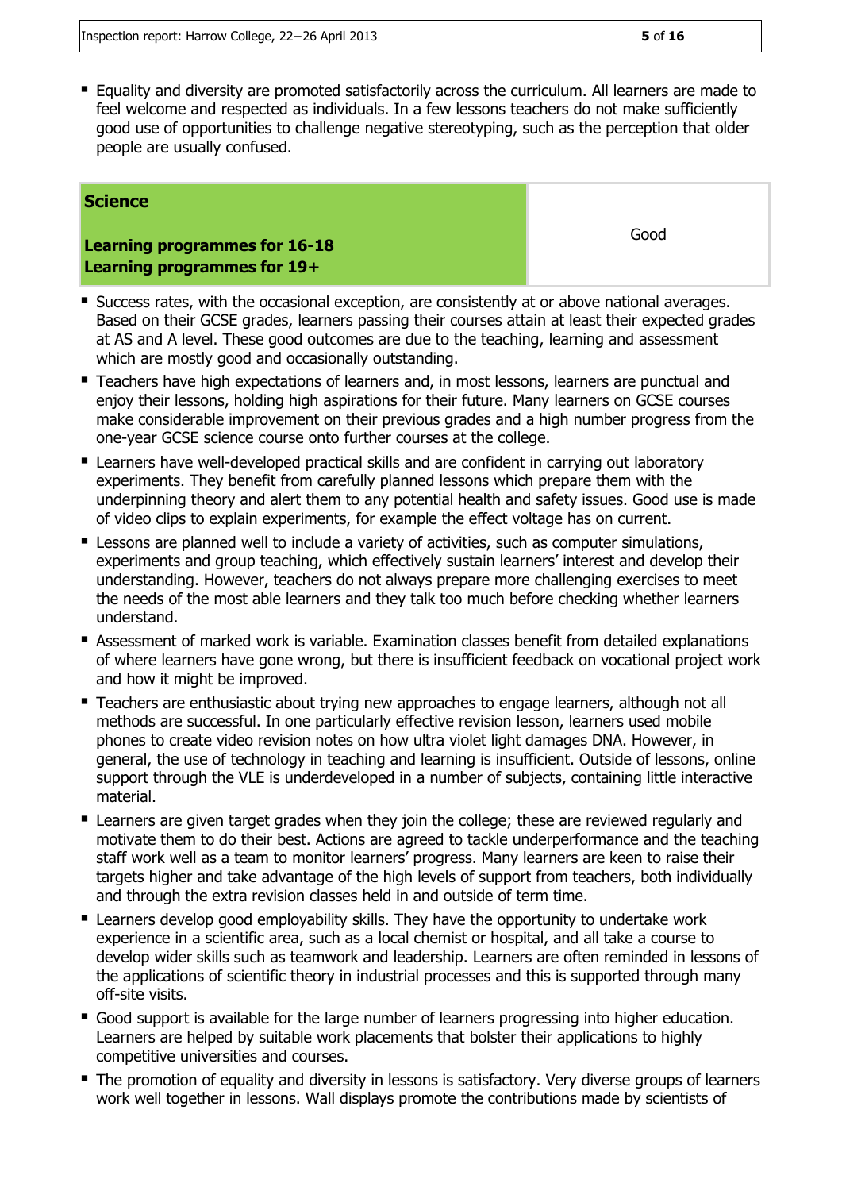- Equality and diversity are promoted satisfactorily across the curriculum. All learners are made to feel welcome and respected as individuals. In a few lessons teachers do not make sufficiently good use of opportunities to challenge negative stereotyping, such as the perception that older people are usually confused.

| **Science**<br><br>**Learning programmes for 16-18**<br>**Learning programmes for 19+** | Good |
|---|---|

- Success rates, with the occasional exception, are consistently at or above national averages. Based on their GCSE grades, learners passing their courses attain at least their expected grades at AS and A level. These good outcomes are due to the teaching, learning and assessment which are mostly good and occasionally outstanding.
- Teachers have high expectations of learners and, in most lessons, learners are punctual and enjoy their lessons, holding high aspirations for their future. Many learners on GCSE courses make considerable improvement on their previous grades and a high number progress from the one-year GCSE science course onto further courses at the college.
- Learners have well-developed practical skills and are confident in carrying out laboratory experiments. They benefit from carefully planned lessons which prepare them with the underpinning theory and alert them to any potential health and safety issues. Good use is made of video clips to explain experiments, for example the effect voltage has on current.
- Lessons are planned well to include a variety of activities, such as computer simulations, experiments and group teaching, which effectively sustain learners' interest and develop their understanding. However, teachers do not always prepare more challenging exercises to meet the needs of the most able learners and they talk too much before checking whether learners understand.
- Assessment of marked work is variable. Examination classes benefit from detailed explanations of where learners have gone wrong, but there is insufficient feedback on vocational project work and how it might be improved.
- Teachers are enthusiastic about trying new approaches to engage learners, although not all methods are successful. In one particularly effective revision lesson, learners used mobile phones to create video revision notes on how ultra violet light damages DNA. However, in general, the use of technology in teaching and learning is insufficient. Outside of lessons, online support through the VLE is underdeveloped in a number of subjects, containing little interactive material.
- Learners are given target grades when they join the college; these are reviewed regularly and motivate them to do their best. Actions are agreed to tackle underperformance and the teaching staff work well as a team to monitor learners' progress. Many learners are keen to raise their targets higher and take advantage of the high levels of support from teachers, both individually and through the extra revision classes held in and outside of term time.
- Learners develop good employability skills. They have the opportunity to undertake work experience in a scientific area, such as a local chemist or hospital, and all take a course to develop wider skills such as teamwork and leadership. Learners are often reminded in lessons of the applications of scientific theory in industrial processes and this is supported through many off-site visits.
- Good support is available for the large number of learners progressing into higher education. Learners are helped by suitable work placements that bolster their applications to highly competitive universities and courses.
- The promotion of equality and diversity in lessons is satisfactory. Very diverse groups of learners work well together in lessons. Wall displays promote the contributions made by scientists of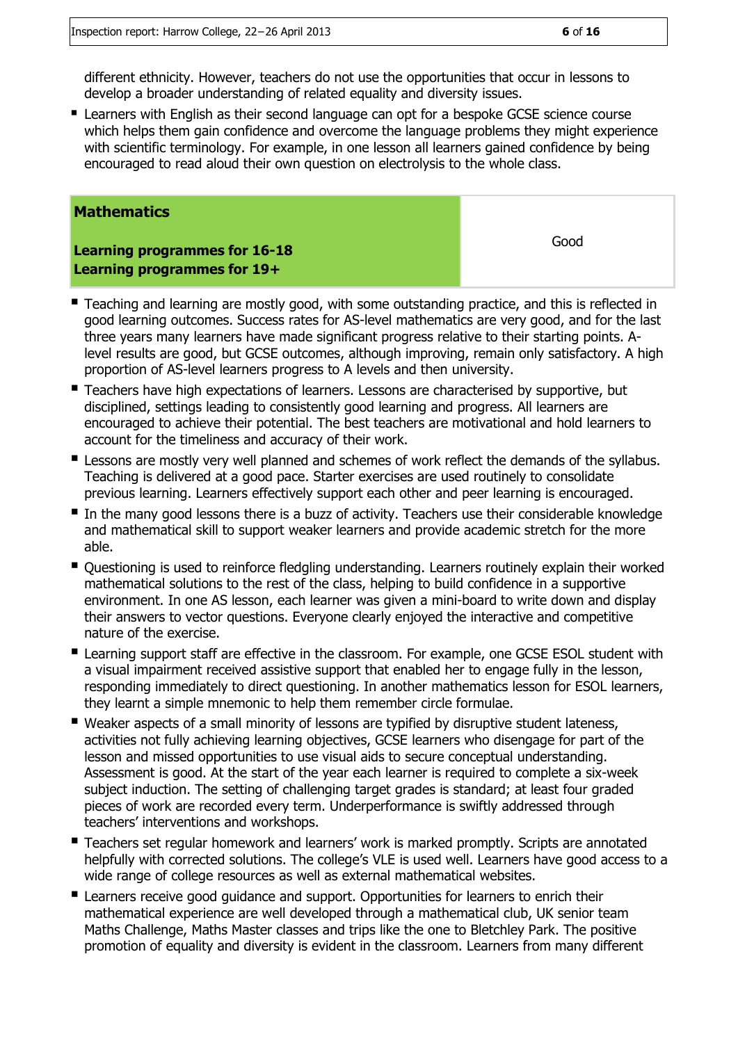different ethnicity. However, teachers do not use the opportunities that occur in lessons to develop a broader understanding of related equality and diversity issues.

- Learners with English as their second language can opt for a bespoke GCSE science course which helps them gain confidence and overcome the language problems they might experience with scientific terminology. For example, in one lesson all learners gained confidence by being encouraged to read aloud their own question on electrolysis to the whole class.

| **Mathematics**<br><br>**Learning programmes for 16-18**<br>**Learning programmes for 19+** | Good |
|---|---|

- Teaching and learning are mostly good, with some outstanding practice, and this is reflected in good learning outcomes. Success rates for AS-level mathematics are very good, and for the last three years many learners have made significant progress relative to their starting points. A-level results are good, but GCSE outcomes, although improving, remain only satisfactory. A high proportion of AS-level learners progress to A levels and then university.
- Teachers have high expectations of learners. Lessons are characterised by supportive, but disciplined, settings leading to consistently good learning and progress. All learners are encouraged to achieve their potential. The best teachers are motivational and hold learners to account for the timeliness and accuracy of their work.
- Lessons are mostly very well planned and schemes of work reflect the demands of the syllabus. Teaching is delivered at a good pace. Starter exercises are used routinely to consolidate previous learning. Learners effectively support each other and peer learning is encouraged.
- In the many good lessons there is a buzz of activity. Teachers use their considerable knowledge and mathematical skill to support weaker learners and provide academic stretch for the more able.
- Questioning is used to reinforce fledgling understanding. Learners routinely explain their worked mathematical solutions to the rest of the class, helping to build confidence in a supportive environment. In one AS lesson, each learner was given a mini-board to write down and display their answers to vector questions. Everyone clearly enjoyed the interactive and competitive nature of the exercise.
- Learning support staff are effective in the classroom. For example, one GCSE ESOL student with a visual impairment received assistive support that enabled her to engage fully in the lesson, responding immediately to direct questioning. In another mathematics lesson for ESOL learners, they learnt a simple mnemonic to help them remember circle formulae.
- Weaker aspects of a small minority of lessons are typified by disruptive student lateness, activities not fully achieving learning objectives, GCSE learners who disengage for part of the lesson and missed opportunities to use visual aids to secure conceptual understanding. Assessment is good. At the start of the year each learner is required to complete a six-week subject induction. The setting of challenging target grades is standard; at least four graded pieces of work are recorded every term. Underperformance is swiftly addressed through teachers' interventions and workshops.
- Teachers set regular homework and learners' work is marked promptly. Scripts are annotated helpfully with corrected solutions. The college's VLE is used well. Learners have good access to a wide range of college resources as well as external mathematical websites.
- Learners receive good guidance and support. Opportunities for learners to enrich their mathematical experience are well developed through a mathematical club, UK senior team Maths Challenge, Maths Master classes and trips like the one to Bletchley Park. The positive promotion of equality and diversity is evident in the classroom. Learners from many different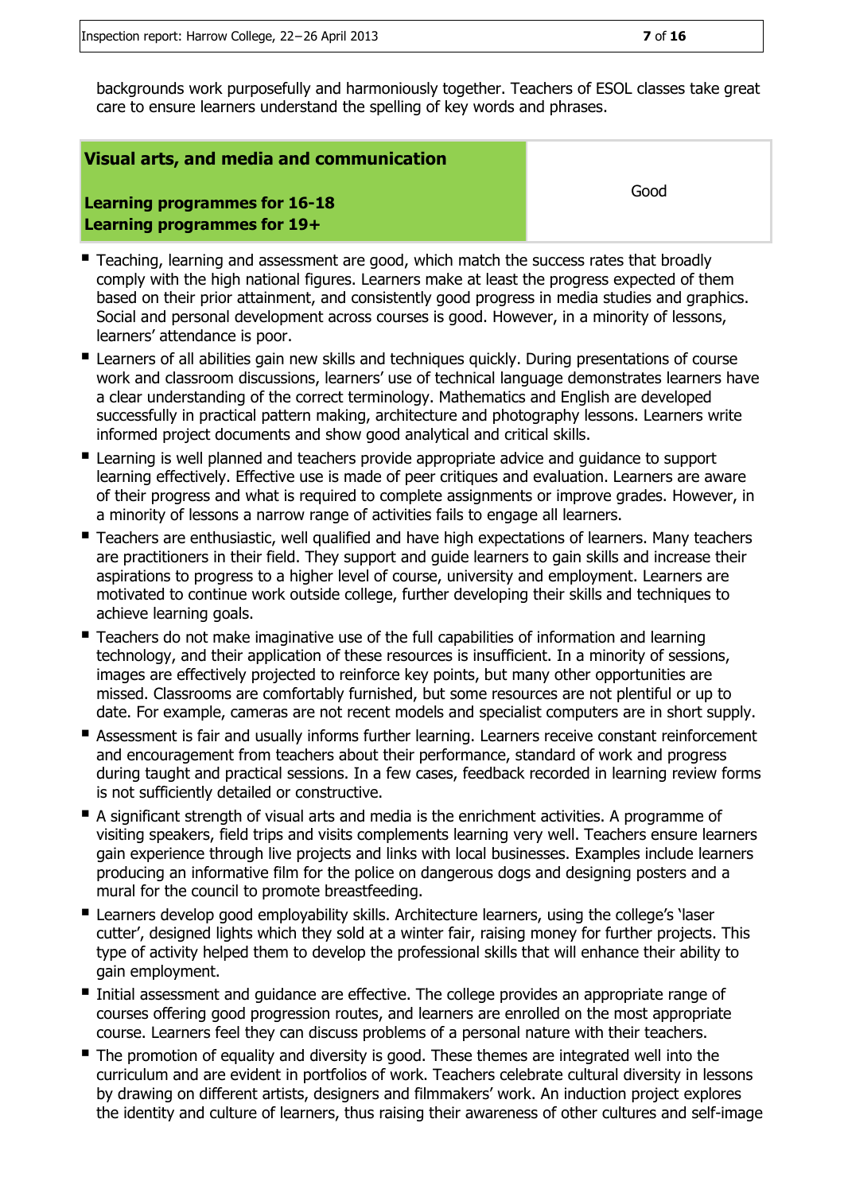backgrounds work purposefully and harmoniously together. Teachers of ESOL classes take great care to ensure learners understand the spelling of key words and phrases.

| **Visual arts, and media and communication**<br><br>**Learning programmes for 16-18**<br>**Learning programmes for 19+** | Good |
|---|---|

- Teaching, learning and assessment are good, which match the success rates that broadly comply with the high national figures. Learners make at least the progress expected of them based on their prior attainment, and consistently good progress in media studies and graphics. Social and personal development across courses is good. However, in a minority of lessons, learners' attendance is poor.
- Learners of all abilities gain new skills and techniques quickly. During presentations of course work and classroom discussions, learners' use of technical language demonstrates learners have a clear understanding of the correct terminology. Mathematics and English are developed successfully in practical pattern making, architecture and photography lessons. Learners write informed project documents and show good analytical and critical skills.
- Learning is well planned and teachers provide appropriate advice and guidance to support learning effectively. Effective use is made of peer critiques and evaluation. Learners are aware of their progress and what is required to complete assignments or improve grades. However, in a minority of lessons a narrow range of activities fails to engage all learners.
- Teachers are enthusiastic, well qualified and have high expectations of learners. Many teachers are practitioners in their field. They support and guide learners to gain skills and increase their aspirations to progress to a higher level of course, university and employment. Learners are motivated to continue work outside college, further developing their skills and techniques to achieve learning goals.
- Teachers do not make imaginative use of the full capabilities of information and learning technology, and their application of these resources is insufficient. In a minority of sessions, images are effectively projected to reinforce key points, but many other opportunities are missed. Classrooms are comfortably furnished, but some resources are not plentiful or up to date. For example, cameras are not recent models and specialist computers are in short supply.
- Assessment is fair and usually informs further learning. Learners receive constant reinforcement and encouragement from teachers about their performance, standard of work and progress during taught and practical sessions. In a few cases, feedback recorded in learning review forms is not sufficiently detailed or constructive.
- A significant strength of visual arts and media is the enrichment activities. A programme of visiting speakers, field trips and visits complements learning very well. Teachers ensure learners gain experience through live projects and links with local businesses. Examples include learners producing an informative film for the police on dangerous dogs and designing posters and a mural for the council to promote breastfeeding.
- Learners develop good employability skills. Architecture learners, using the college's 'laser cutter', designed lights which they sold at a winter fair, raising money for further projects. This type of activity helped them to develop the professional skills that will enhance their ability to gain employment.
- Initial assessment and guidance are effective. The college provides an appropriate range of courses offering good progression routes, and learners are enrolled on the most appropriate course. Learners feel they can discuss problems of a personal nature with their teachers.
- The promotion of equality and diversity is good. These themes are integrated well into the curriculum and are evident in portfolios of work. Teachers celebrate cultural diversity in lessons by drawing on different artists, designers and filmmakers' work. An induction project explores the identity and culture of learners, thus raising their awareness of other cultures and self-image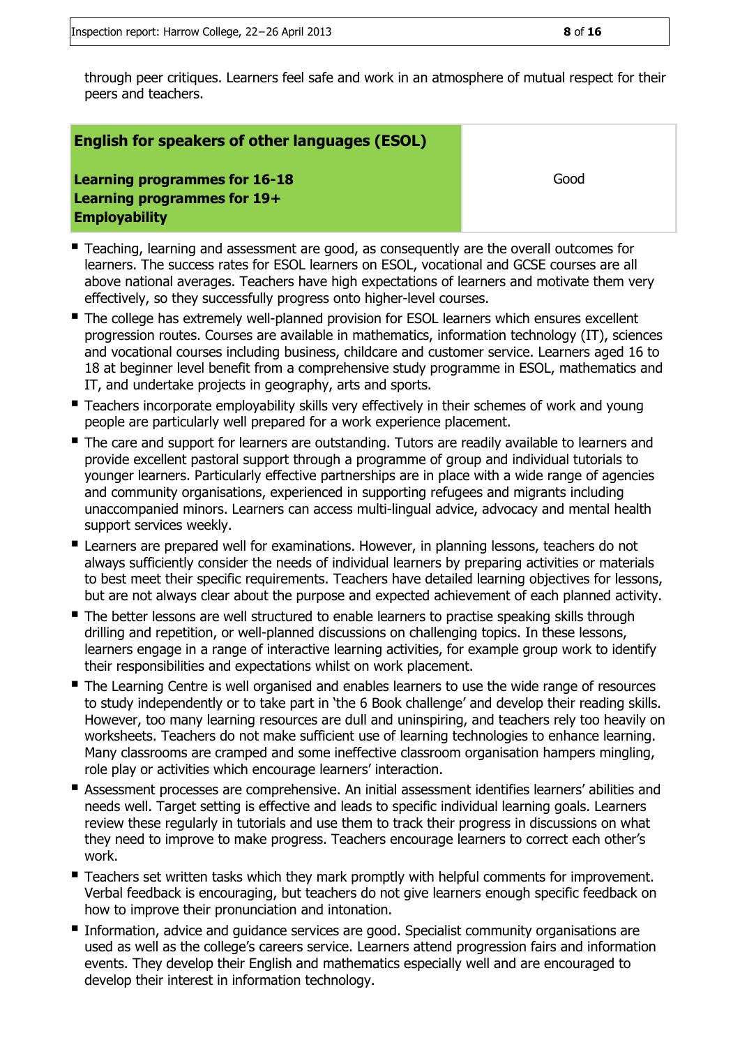through peer critiques. Learners feel safe and work in an atmosphere of mutual respect for their peers and teachers.

| **English for speakers of other languages (ESOL)**<br><br>**Learning programmes for 16-18**<br>**Learning programmes for 19+**<br>**Employability** | Good |
|---|---|

- Teaching, learning and assessment are good, as consequently are the overall outcomes for learners. The success rates for ESOL learners on ESOL, vocational and GCSE courses are all above national averages. Teachers have high expectations of learners and motivate them very effectively, so they successfully progress onto higher-level courses.
- The college has extremely well-planned provision for ESOL learners which ensures excellent progression routes. Courses are available in mathematics, information technology (IT), sciences and vocational courses including business, childcare and customer service. Learners aged 16 to 18 at beginner level benefit from a comprehensive study programme in ESOL, mathematics and IT, and undertake projects in geography, arts and sports.
- Teachers incorporate employability skills very effectively in their schemes of work and young people are particularly well prepared for a work experience placement.
- The care and support for learners are outstanding. Tutors are readily available to learners and provide excellent pastoral support through a programme of group and individual tutorials to younger learners. Particularly effective partnerships are in place with a wide range of agencies and community organisations, experienced in supporting refugees and migrants including unaccompanied minors. Learners can access multi-lingual advice, advocacy and mental health support services weekly.
- Learners are prepared well for examinations. However, in planning lessons, teachers do not always sufficiently consider the needs of individual learners by preparing activities or materials to best meet their specific requirements. Teachers have detailed learning objectives for lessons, but are not always clear about the purpose and expected achievement of each planned activity.
- The better lessons are well structured to enable learners to practise speaking skills through drilling and repetition, or well-planned discussions on challenging topics. In these lessons, learners engage in a range of interactive learning activities, for example group work to identify their responsibilities and expectations whilst on work placement.
- The Learning Centre is well organised and enables learners to use the wide range of resources to study independently or to take part in 'the 6 Book challenge' and develop their reading skills. However, too many learning resources are dull and uninspiring, and teachers rely too heavily on worksheets. Teachers do not make sufficient use of learning technologies to enhance learning. Many classrooms are cramped and some ineffective classroom organisation hampers mingling, role play or activities which encourage learners' interaction.
- Assessment processes are comprehensive. An initial assessment identifies learners' abilities and needs well. Target setting is effective and leads to specific individual learning goals. Learners review these regularly in tutorials and use them to track their progress in discussions on what they need to improve to make progress. Teachers encourage learners to correct each other's work.
- Teachers set written tasks which they mark promptly with helpful comments for improvement. Verbal feedback is encouraging, but teachers do not give learners enough specific feedback on how to improve their pronunciation and intonation.
- Information, advice and guidance services are good. Specialist community organisations are used as well as the college's careers service. Learners attend progression fairs and information events. They develop their English and mathematics especially well and are encouraged to develop their interest in information technology.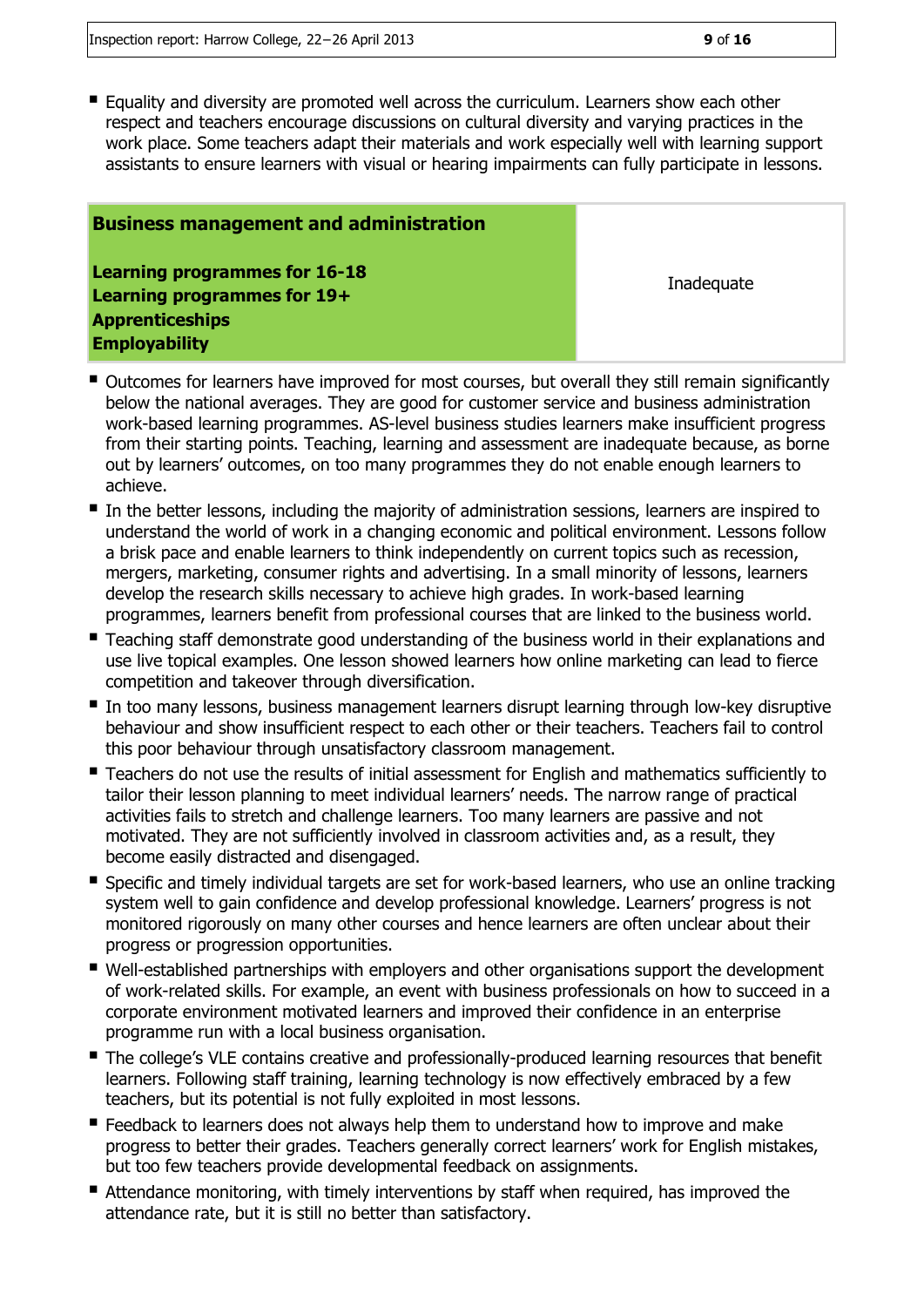- Equality and diversity are promoted well across the curriculum. Learners show each other respect and teachers encourage discussions on cultural diversity and varying practices in the work place. Some teachers adapt their materials and work especially well with learning support assistants to ensure learners with visual or hearing impairments can fully participate in lessons.

| **Business management and administration**<br><br>**Learning programmes for 16-18**<br>**Learning programmes for 19+**<br>**Apprenticeships**<br>**Employability** | Inadequate |
|---|---|

- Outcomes for learners have improved for most courses, but overall they still remain significantly below the national averages. They are good for customer service and business administration work-based learning programmes. AS-level business studies learners make insufficient progress from their starting points. Teaching, learning and assessment are inadequate because, as borne out by learners' outcomes, on too many programmes they do not enable enough learners to achieve.
- In the better lessons, including the majority of administration sessions, learners are inspired to understand the world of work in a changing economic and political environment. Lessons follow a brisk pace and enable learners to think independently on current topics such as recession, mergers, marketing, consumer rights and advertising. In a small minority of lessons, learners develop the research skills necessary to achieve high grades. In work-based learning programmes, learners benefit from professional courses that are linked to the business world.
- Teaching staff demonstrate good understanding of the business world in their explanations and use live topical examples. One lesson showed learners how online marketing can lead to fierce competition and takeover through diversification.
- In too many lessons, business management learners disrupt learning through low-key disruptive behaviour and show insufficient respect to each other or their teachers. Teachers fail to control this poor behaviour through unsatisfactory classroom management.
- Teachers do not use the results of initial assessment for English and mathematics sufficiently to tailor their lesson planning to meet individual learners' needs. The narrow range of practical activities fails to stretch and challenge learners. Too many learners are passive and not motivated. They are not sufficiently involved in classroom activities and, as a result, they become easily distracted and disengaged.
- Specific and timely individual targets are set for work-based learners, who use an online tracking system well to gain confidence and develop professional knowledge. Learners' progress is not monitored rigorously on many other courses and hence learners are often unclear about their progress or progression opportunities.
- Well-established partnerships with employers and other organisations support the development of work-related skills. For example, an event with business professionals on how to succeed in a corporate environment motivated learners and improved their confidence in an enterprise programme run with a local business organisation.
- The college's VLE contains creative and professionally-produced learning resources that benefit learners. Following staff training, learning technology is now effectively embraced by a few teachers, but its potential is not fully exploited in most lessons.
- Feedback to learners does not always help them to understand how to improve and make progress to better their grades. Teachers generally correct learners' work for English mistakes, but too few teachers provide developmental feedback on assignments.
- Attendance monitoring, with timely interventions by staff when required, has improved the attendance rate, but it is still no better than satisfactory.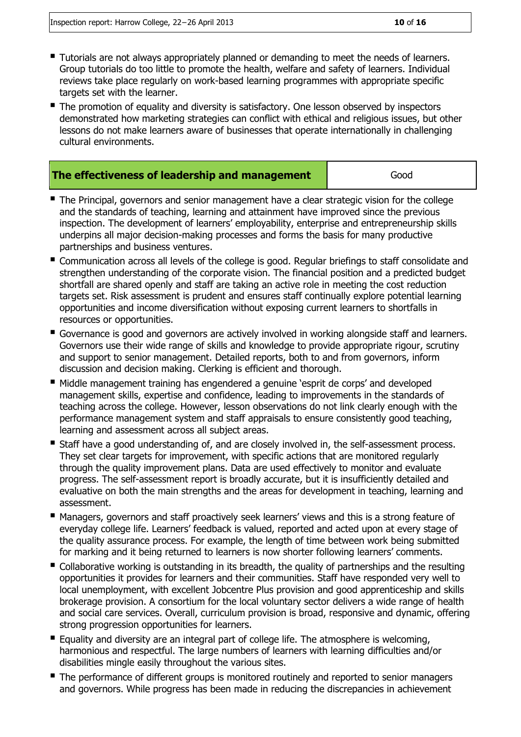- Tutorials are not always appropriately planned or demanding to meet the needs of learners. Group tutorials do too little to promote the health, welfare and safety of learners. Individual reviews take place regularly on work-based learning programmes with appropriate specific targets set with the learner.
- The promotion of equality and diversity is satisfactory. One lesson observed by inspectors demonstrated how marketing strategies can conflict with ethical and religious issues, but other lessons do not make learners aware of businesses that operate internationally in challenging cultural environments.

| **The effectiveness of leadership and management** | Good |
|---|---|

- The Principal, governors and senior management have a clear strategic vision for the college and the standards of teaching, learning and attainment have improved since the previous inspection. The development of learners' employability, enterprise and entrepreneurship skills underpins all major decision-making processes and forms the basis for many productive partnerships and business ventures.
- Communication across all levels of the college is good. Regular briefings to staff consolidate and strengthen understanding of the corporate vision. The financial position and a predicted budget shortfall are shared openly and staff are taking an active role in meeting the cost reduction targets set. Risk assessment is prudent and ensures staff continually explore potential learning opportunities and income diversification without exposing current learners to shortfalls in resources or opportunities.
- Governance is good and governors are actively involved in working alongside staff and learners. Governors use their wide range of skills and knowledge to provide appropriate rigour, scrutiny and support to senior management. Detailed reports, both to and from governors, inform discussion and decision making. Clerking is efficient and thorough.
- Middle management training has engendered a genuine 'esprit de corps' and developed management skills, expertise and confidence, leading to improvements in the standards of teaching across the college. However, lesson observations do not link clearly enough with the performance management system and staff appraisals to ensure consistently good teaching, learning and assessment across all subject areas.
- Staff have a good understanding of, and are closely involved in, the self-assessment process. They set clear targets for improvement, with specific actions that are monitored regularly through the quality improvement plans. Data are used effectively to monitor and evaluate progress. The self-assessment report is broadly accurate, but it is insufficiently detailed and evaluative on both the main strengths and the areas for development in teaching, learning and assessment.
- Managers, governors and staff proactively seek learners' views and this is a strong feature of everyday college life. Learners' feedback is valued, reported and acted upon at every stage of the quality assurance process. For example, the length of time between work being submitted for marking and it being returned to learners is now shorter following learners' comments.
- Collaborative working is outstanding in its breadth, the quality of partnerships and the resulting opportunities it provides for learners and their communities. Staff have responded very well to local unemployment, with excellent Jobcentre Plus provision and good apprenticeship and skills brokerage provision. A consortium for the local voluntary sector delivers a wide range of health and social care services. Overall, curriculum provision is broad, responsive and dynamic, offering strong progression opportunities for learners.
- Equality and diversity are an integral part of college life. The atmosphere is welcoming, harmonious and respectful. The large numbers of learners with learning difficulties and/or disabilities mingle easily throughout the various sites.
- The performance of different groups is monitored routinely and reported to senior managers and governors. While progress has been made in reducing the discrepancies in achievement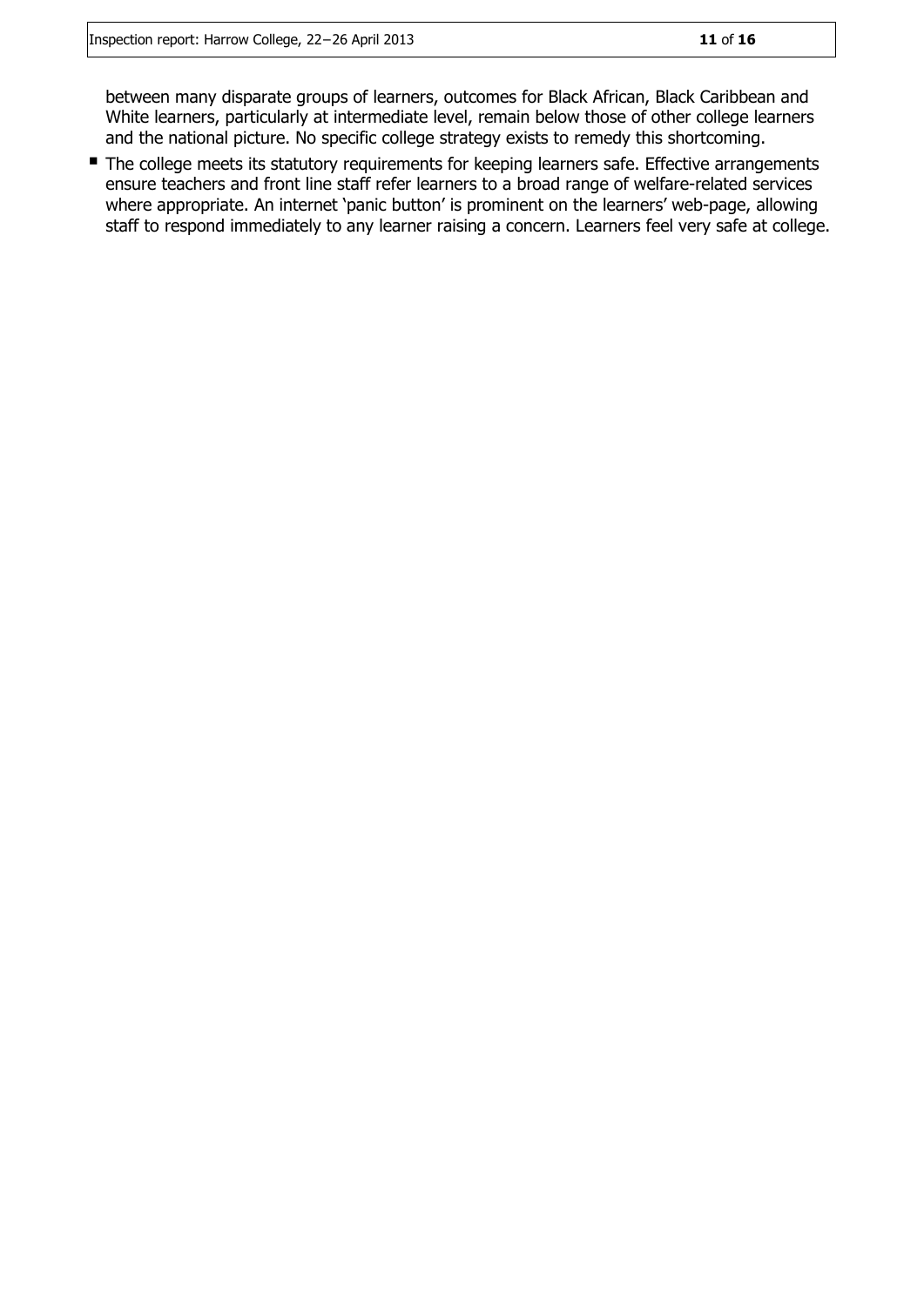between many disparate groups of learners, outcomes for Black African, Black Caribbean and White learners, particularly at intermediate level, remain below those of other college learners and the national picture. No specific college strategy exists to remedy this shortcoming.

- The college meets its statutory requirements for keeping learners safe. Effective arrangements ensure teachers and front line staff refer learners to a broad range of welfare-related services where appropriate. An internet 'panic button' is prominent on the learners' web-page, allowing staff to respond immediately to any learner raising a concern. Learners feel very safe at college.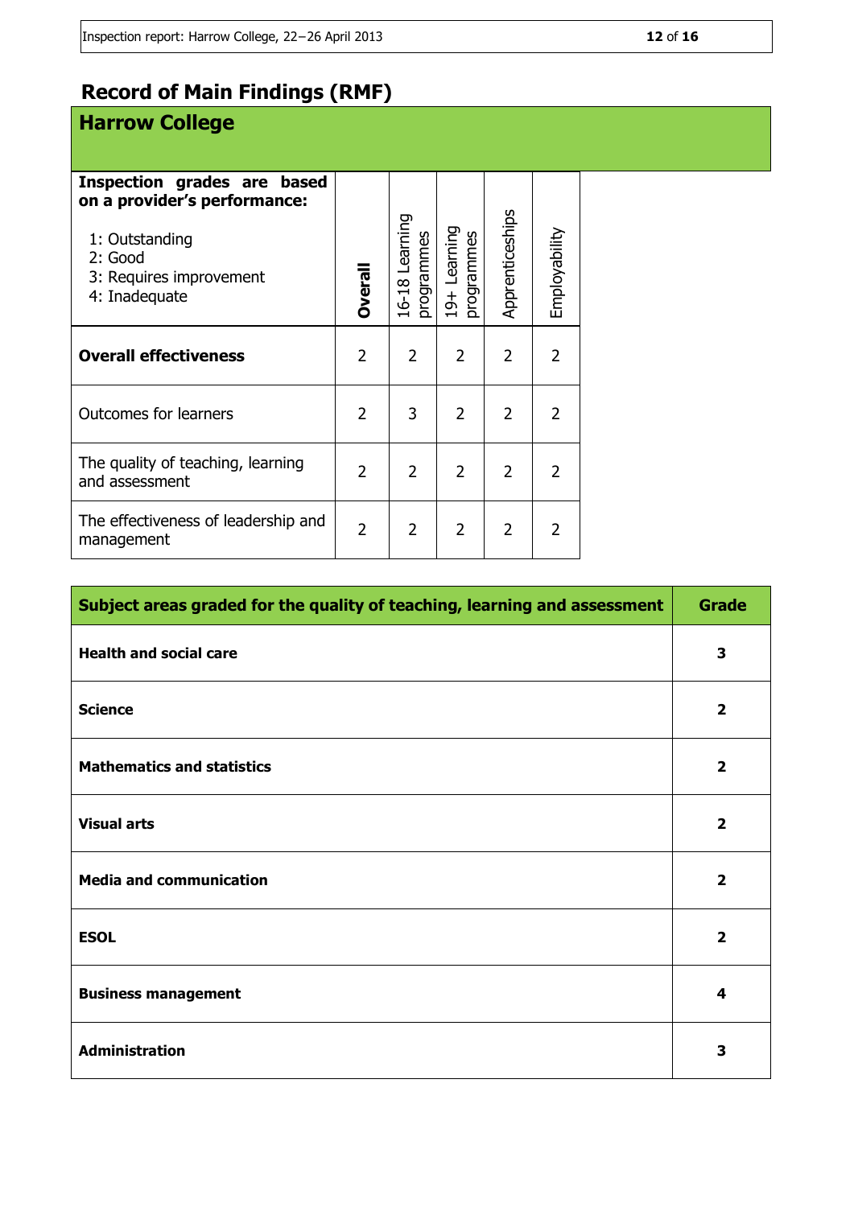## Record of Main Findings (RMF)

### Harrow College

| **Inspection grades are based on a provider's performance:**<br>1: Outstanding<br>2: Good<br>3: Requires improvement<br>4: Inadequate | **Overall** | 16-18 Learning programmes | 19+ Learning programmes | Apprenticeships | Employability |
|---|---|---|---|---|---|
| **Overall effectiveness** | 2 | 2 | 2 | 2 | 2 |
| Outcomes for learners | 2 | 3 | 2 | 2 | 2 |
| The quality of teaching, learning and assessment | 2 | 2 | 2 | 2 | 2 |
| The effectiveness of leadership and management | 2 | 2 | 2 | 2 | 2 |

| **Subject areas graded for the quality of teaching, learning and assessment** | **Grade** |
|---|---|
| **Health and social care** | **3** |
| **Science** | **2** |
| **Mathematics and statistics** | **2** |
| **Visual arts** | **2** |
| **Media and communication** | **2** |
| **ESOL** | **2** |
| **Business management** | **4** |
| **Administration** | **3** |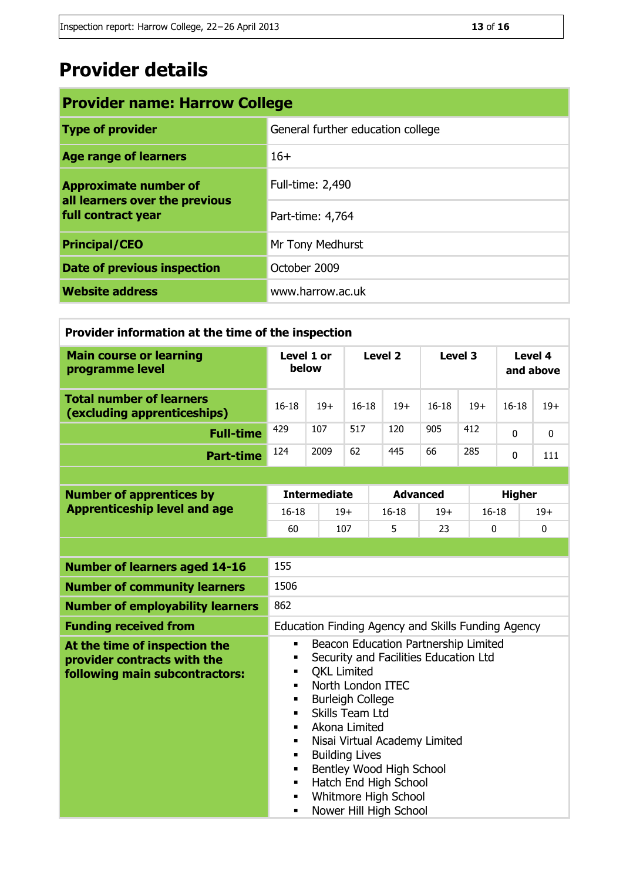# Provider details

| Provider name: Harrow College | |
|---|---|
| **Type of provider** | General further education college |
| **Age range of learners** | 16+ |
| **Approximate number of all learners over the previous full contract year** | Full-time: 2,490 |
| | Part-time: 4,764 |
| **Principal/CEO** | Mr Tony Medhurst |
| **Date of previous inspection** | October 2009 |
| **Website address** | www.harrow.ac.uk |

**Provider information at the time of the inspection**

| Main course or learning programme level | Level 1 or below | | Level 2 | | Level 3 | | Level 4 and above | |
|---|---|---|---|---|---|---|---|---|
| **Total number of learners (excluding apprenticeships)** | 16-18 | 19+ | 16-18 | 19+ | 16-18 | 19+ | 16-18 | 19+ |
| **Full-time** | 429 | 107 | 517 | 120 | 905 | 412 | 0 | 0 |
| **Part-time** | 124 | 2009 | 62 | 445 | 66 | 285 | 0 | 111 |

| Number of apprentices by Apprenticeship level and age | Intermediate | | Advanced | | Higher | |
|---|---|---|---|---|---|---|
| | 16-18 | 19+ | 16-18 | 19+ | 16-18 | 19+ |
| | 60 | 107 | 5 | 23 | 0 | 0 |

| | |
|---|---|
| **Number of learners aged 14-16** | 155 |
| **Number of community learners** | 1506 |
| **Number of employability learners** | 862 |
| **Funding received from** | Education Finding Agency and Skills Funding Agency |
| **At the time of inspection the provider contracts with the following main subcontractors:** | ▪ Beacon Education Partnership Limited<br>▪ Security and Facilities Education Ltd<br>▪ QKL Limited<br>▪ North London ITEC<br>▪ Burleigh College<br>▪ Skills Team Ltd<br>▪ Akona Limited<br>▪ Nisai Virtual Academy Limited<br>▪ Building Lives<br>▪ Bentley Wood High School<br>▪ Hatch End High School<br>▪ Whitmore High School<br>▪ Nower Hill High School |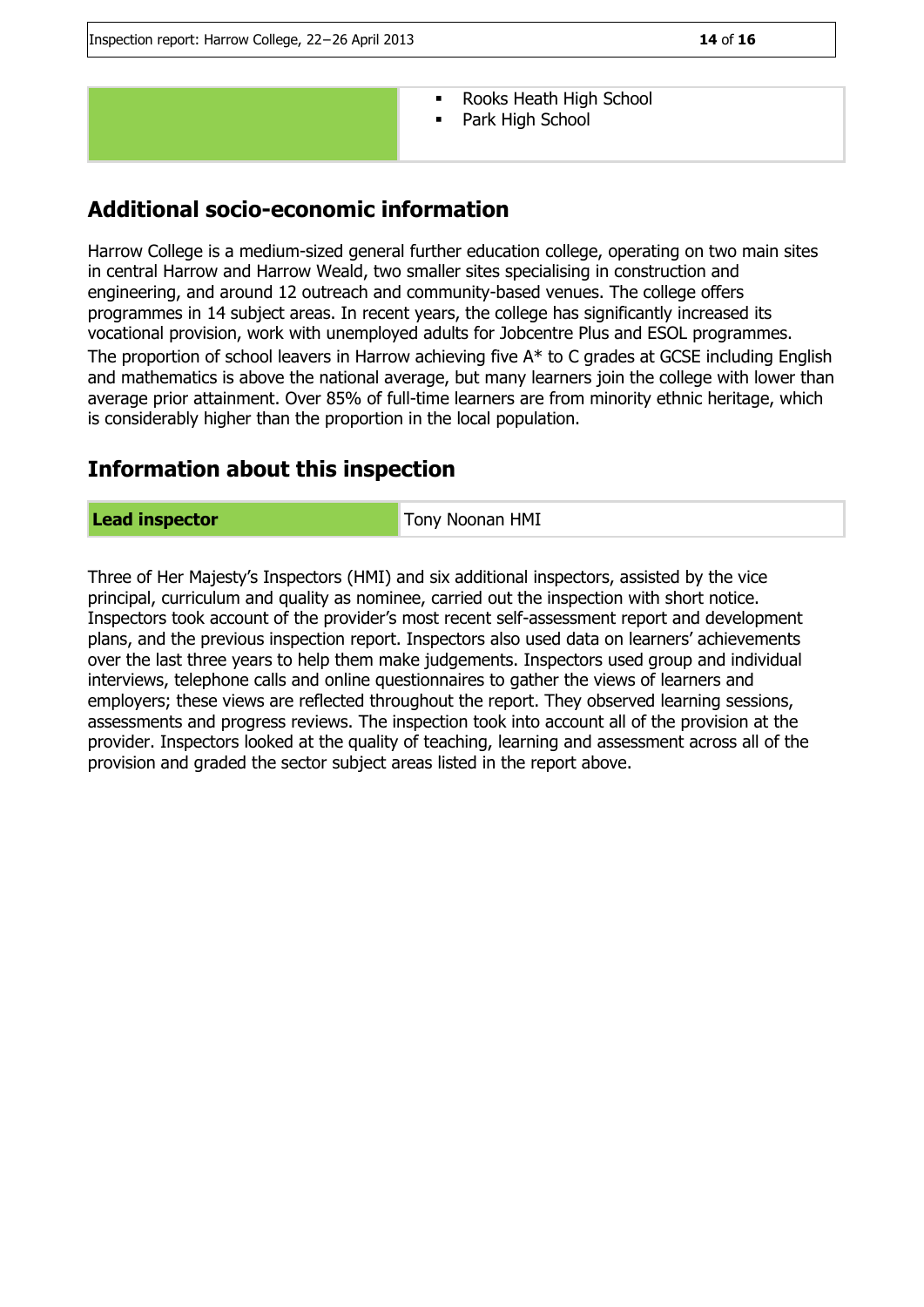| | |
|---|---|
| | - Rooks Heath High School<br>- Park High School |

## Additional socio-economic information

Harrow College is a medium-sized general further education college, operating on two main sites in central Harrow and Harrow Weald, two smaller sites specialising in construction and engineering, and around 12 outreach and community-based venues. The college offers programmes in 14 subject areas. In recent years, the college has significantly increased its vocational provision, work with unemployed adults for Jobcentre Plus and ESOL programmes. The proportion of school leavers in Harrow achieving five A* to C grades at GCSE including English and mathematics is above the national average, but many learners join the college with lower than average prior attainment. Over 85% of full-time learners are from minority ethnic heritage, which is considerably higher than the proportion in the local population.

## Information about this inspection

| **Lead inspector** | Tony Noonan HMI |
|---|---|

Three of Her Majesty's Inspectors (HMI) and six additional inspectors, assisted by the vice principal, curriculum and quality as nominee, carried out the inspection with short notice. Inspectors took account of the provider's most recent self-assessment report and development plans, and the previous inspection report. Inspectors also used data on learners' achievements over the last three years to help them make judgements. Inspectors used group and individual interviews, telephone calls and online questionnaires to gather the views of learners and employers; these views are reflected throughout the report. They observed learning sessions, assessments and progress reviews. The inspection took into account all of the provision at the provider. Inspectors looked at the quality of teaching, learning and assessment across all of the provision and graded the sector subject areas listed in the report above.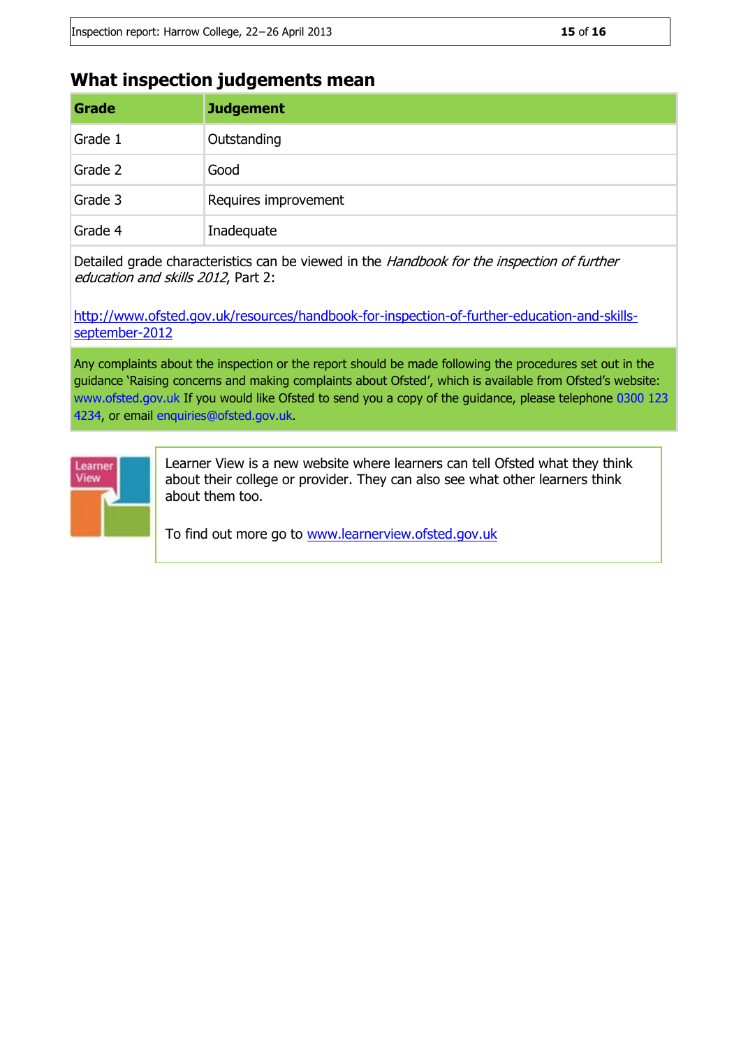## What inspection judgements mean

| Grade | Judgement |
|---|---|
| Grade 1 | Outstanding |
| Grade 2 | Good |
| Grade 3 | Requires improvement |
| Grade 4 | Inadequate |

Detailed grade characteristics can be viewed in the *Handbook for the inspection of further education and skills 2012*, Part 2:

http://www.ofsted.gov.uk/resources/handbook-for-inspection-of-further-education-and-skills-september-2012

Any complaints about the inspection or the report should be made following the procedures set out in the guidance 'Raising concerns and making complaints about Ofsted', which is available from Ofsted's website: www.ofsted.gov.uk If you would like Ofsted to send you a copy of the guidance, please telephone 0300 123 4234, or email enquiries@ofsted.gov.uk.

Learner View is a new website where learners can tell Ofsted what they think about their college or provider. They can also see what other learners think about them too.

To find out more go to www.learnerview.ofsted.gov.uk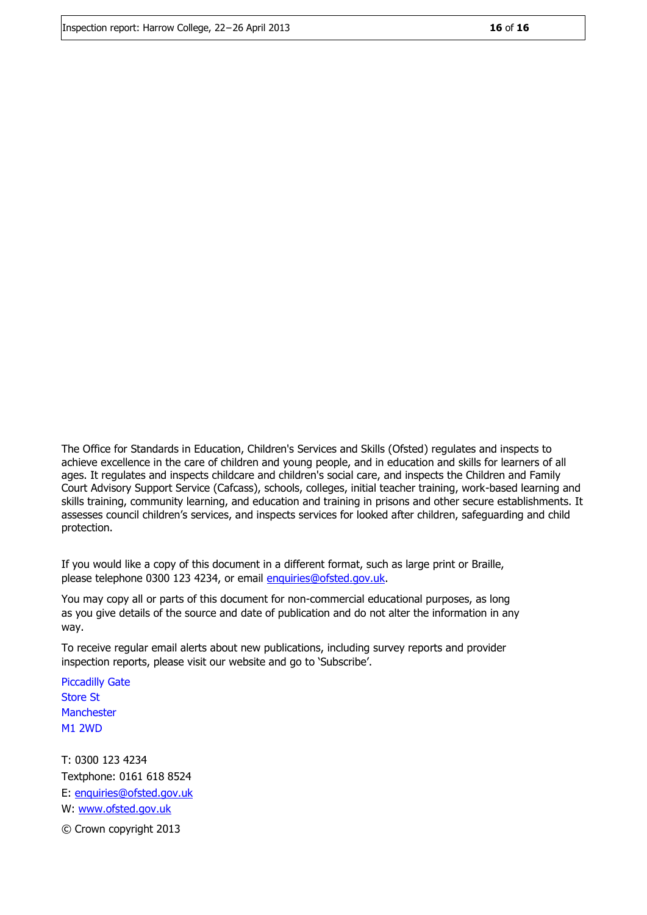The Office for Standards in Education, Children's Services and Skills (Ofsted) regulates and inspects to achieve excellence in the care of children and young people, and in education and skills for learners of all ages. It regulates and inspects childcare and children's social care, and inspects the Children and Family Court Advisory Support Service (Cafcass), schools, colleges, initial teacher training, work-based learning and skills training, community learning, and education and training in prisons and other secure establishments. It assesses council children's services, and inspects services for looked after children, safeguarding and child protection.

If you would like a copy of this document in a different format, such as large print or Braille, please telephone 0300 123 4234, or email enquiries@ofsted.gov.uk.

You may copy all or parts of this document for non-commercial educational purposes, as long as you give details of the source and date of publication and do not alter the information in any way.

To receive regular email alerts about new publications, including survey reports and provider inspection reports, please visit our website and go to 'Subscribe'.

Piccadilly Gate
Store St
Manchester
M1 2WD

T: 0300 123 4234
Textphone: 0161 618 8524
E: enquiries@ofsted.gov.uk
W: www.ofsted.gov.uk

© Crown copyright 2013